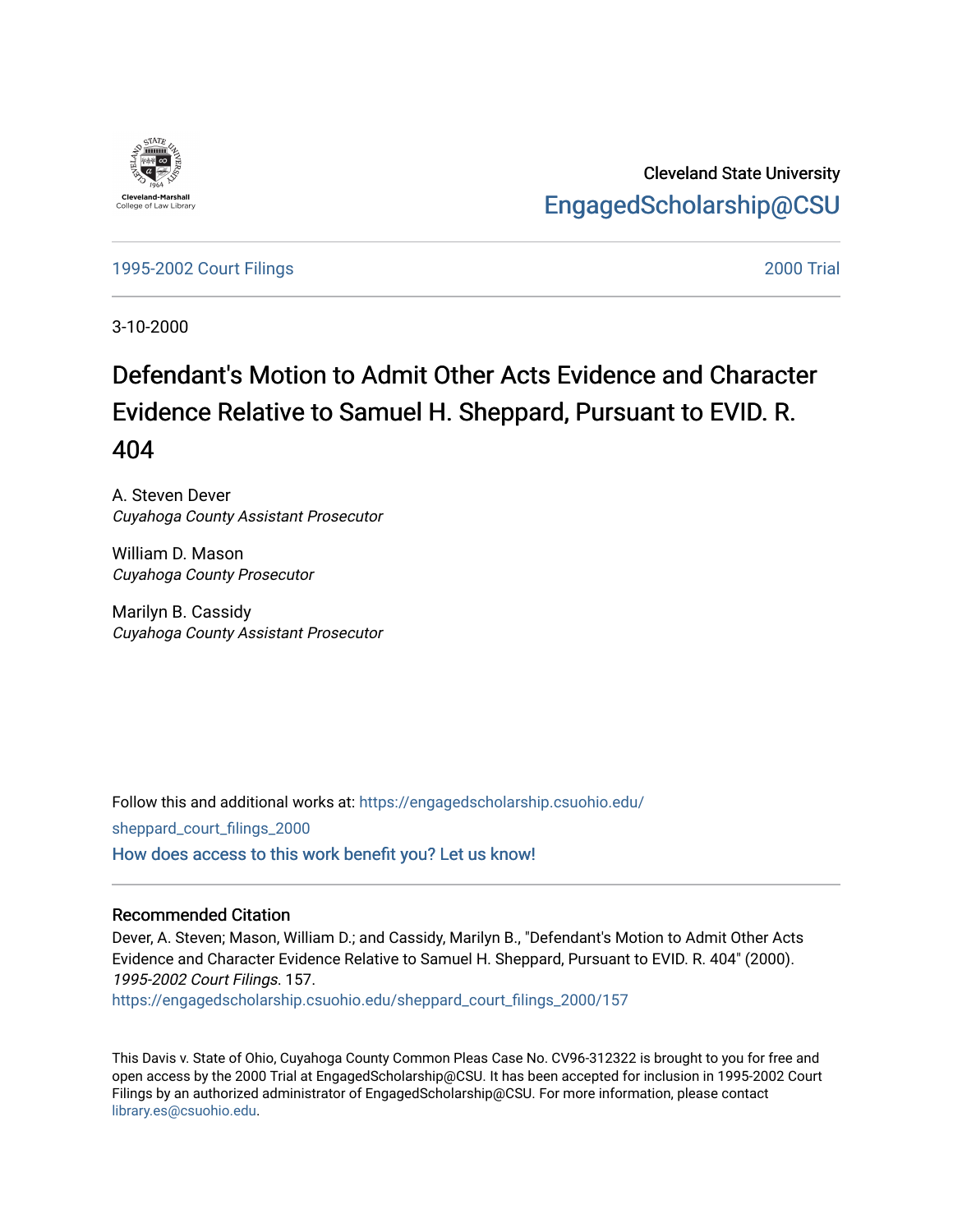Cleveland State University

EngagedScholarship@CSU

1995-2002 Court Filings | 2000 Trial

3-10-2000

# Defendant's Motion to Admit Other Acts Evidence and Character Evidence Relative to Samuel H. Sheppard, Pursuant to EVID. R. 404

A. Steven Dever
*Cuyahoga County Assistant Prosecutor*

William D. Mason
*Cuyahoga County Prosecutor*

Marilyn B. Cassidy
*Cuyahoga County Assistant Prosecutor*

Follow this and additional works at: https://engagedscholarship.csuohio.edu/sheppard_court_filings_2000

How does access to this work benefit you? Let us know!

## Recommended Citation

Dever, A. Steven; Mason, William D.; and Cassidy, Marilyn B., "Defendant's Motion to Admit Other Acts Evidence and Character Evidence Relative to Samuel H. Sheppard, Pursuant to EVID. R. 404" (2000). *1995-2002 Court Filings*. 157.
https://engagedscholarship.csuohio.edu/sheppard_court_filings_2000/157

This Davis v. State of Ohio, Cuyahoga County Common Pleas Case No. CV96-312322 is brought to you for free and open access by the 2000 Trial at EngagedScholarship@CSU. It has been accepted for inclusion in 1995-2002 Court Filings by an authorized administrator of EngagedScholarship@CSU. For more information, please contact library.es@csuohio.edu.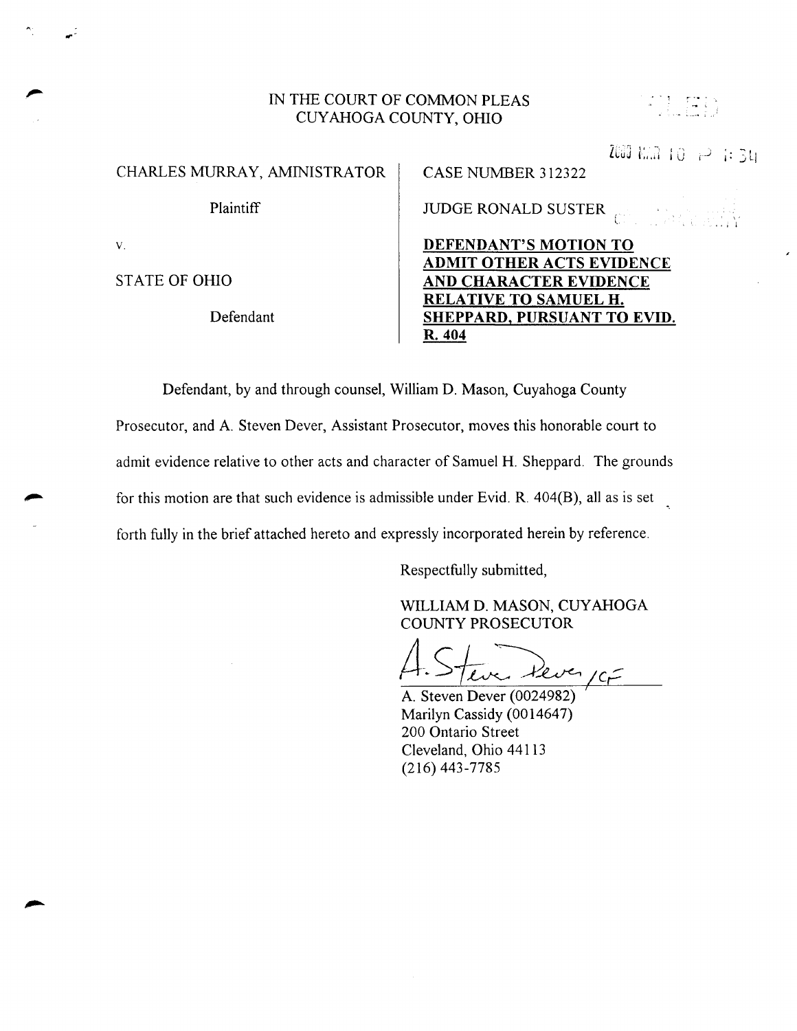IN THE COURT OF COMMON PLEAS
CUYAHOGA COUNTY, OHIO

2000 MAR 10 P 1:34

| | |
|---|---|
| CHARLES MURRAY, AMINISTRATOR | CASE NUMBER 312322 |
| Plaintiff | JUDGE RONALD SUSTER |
| v. | **DEFENDANT'S MOTION TO ADMIT OTHER ACTS EVIDENCE AND CHARACTER EVIDENCE RELATIVE TO SAMUEL H. SHEPPARD, PURSUANT TO EVID. R. 404** |
| STATE OF OHIO | |
| Defendant | |

Defendant, by and through counsel, William D. Mason, Cuyahoga County Prosecutor, and A. Steven Dever, Assistant Prosecutor, moves this honorable court to admit evidence relative to other acts and character of Samuel H. Sheppard. The grounds for this motion are that such evidence is admissible under Evid. R. 404(B), all as is set forth fully in the brief attached hereto and expressly incorporated herein by reference.

Respectfully submitted,

WILLIAM D. MASON, CUYAHOGA COUNTY PROSECUTOR

A. Steven Dever /CF

A. Steven Dever (0024982)
Marilyn Cassidy (0014647)
200 Ontario Street
Cleveland, Ohio 44113
(216) 443-7785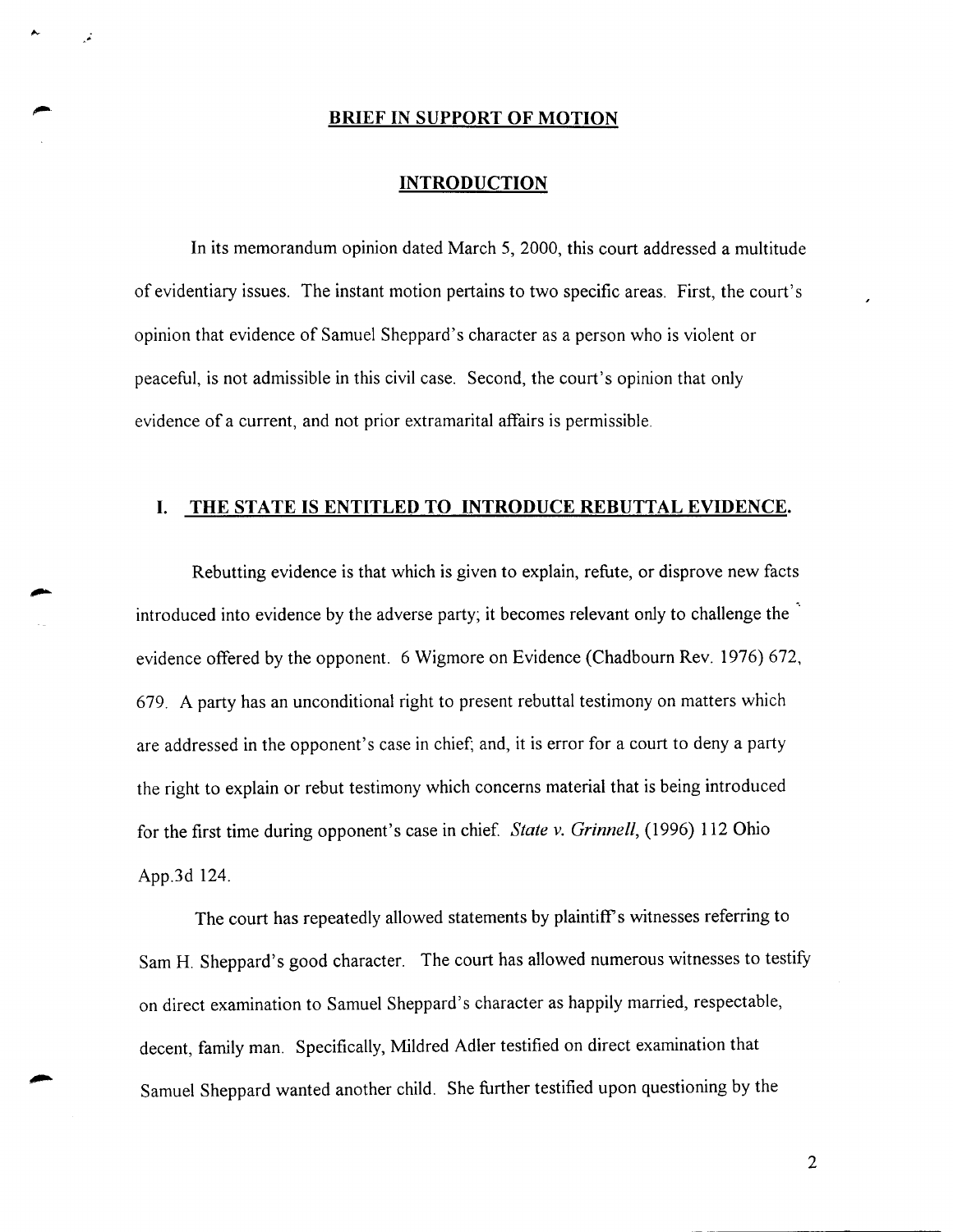## BRIEF IN SUPPORT OF MOTION

## INTRODUCTION

In its memorandum opinion dated March 5, 2000, this court addressed a multitude of evidentiary issues. The instant motion pertains to two specific areas. First, the court's opinion that evidence of Samuel Sheppard's character as a person who is violent or peaceful, is not admissible in this civil case. Second, the court's opinion that only evidence of a current, and not prior extramarital affairs is permissible.

## I. THE STATE IS ENTITLED TO INTRODUCE REBUTTAL EVIDENCE.

Rebutting evidence is that which is given to explain, refute, or disprove new facts introduced into evidence by the adverse party; it becomes relevant only to challenge the evidence offered by the opponent. 6 Wigmore on Evidence (Chadbourn Rev. 1976) 672, 679. A party has an unconditional right to present rebuttal testimony on matters which are addressed in the opponent's case in chief; and, it is error for a court to deny a party the right to explain or rebut testimony which concerns material that is being introduced for the first time during opponent's case in chief. *State v. Grinnell*, (1996) 112 Ohio App.3d 124.

The court has repeatedly allowed statements by plaintiff's witnesses referring to Sam H. Sheppard's good character. The court has allowed numerous witnesses to testify on direct examination to Samuel Sheppard's character as happily married, respectable, decent, family man. Specifically, Mildred Adler testified on direct examination that Samuel Sheppard wanted another child. She further testified upon questioning by the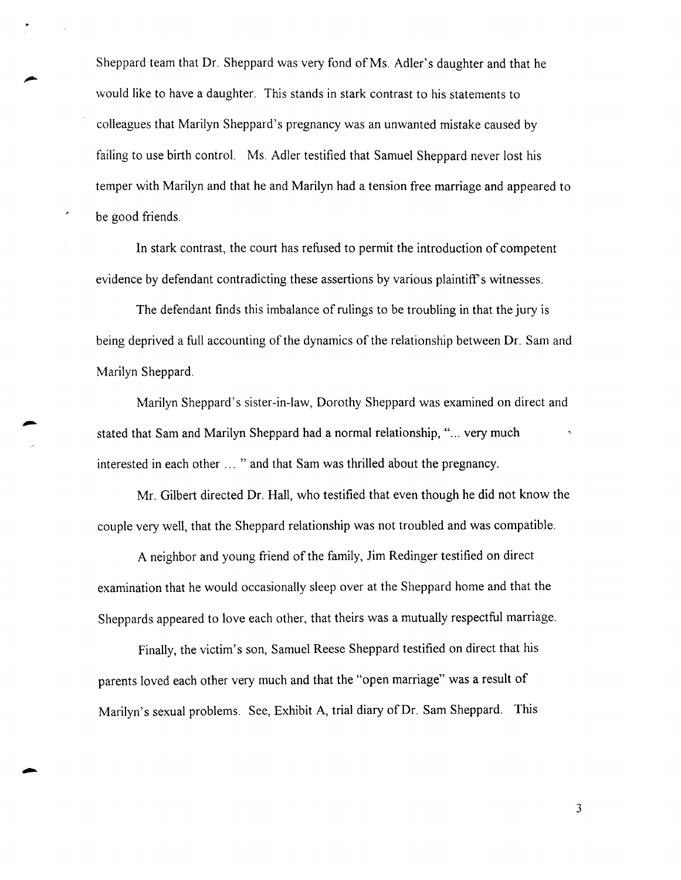Sheppard team that Dr. Sheppard was very fond of Ms. Adler's daughter and that he would like to have a daughter. This stands in stark contrast to his statements to colleagues that Marilyn Sheppard's pregnancy was an unwanted mistake caused by failing to use birth control. Ms. Adler testified that Samuel Sheppard never lost his temper with Marilyn and that he and Marilyn had a tension free marriage and appeared to be good friends.

In stark contrast, the court has refused to permit the introduction of competent evidence by defendant contradicting these assertions by various plaintiff's witnesses.

The defendant finds this imbalance of rulings to be troubling in that the jury is being deprived a full accounting of the dynamics of the relationship between Dr. Sam and Marilyn Sheppard.

Marilyn Sheppard's sister-in-law, Dorothy Sheppard was examined on direct and stated that Sam and Marilyn Sheppard had a normal relationship, "... very much interested in each other ... " and that Sam was thrilled about the pregnancy.

Mr. Gilbert directed Dr. Hall, who testified that even though he did not know the couple very well, that the Sheppard relationship was not troubled and was compatible.

A neighbor and young friend of the family, Jim Redinger testified on direct examination that he would occasionally sleep over at the Sheppard home and that the Sheppards appeared to love each other, that theirs was a mutually respectful marriage.

Finally, the victim's son, Samuel Reese Sheppard testified on direct that his parents loved each other very much and that the "open marriage" was a result of Marilyn's sexual problems. See, Exhibit A, trial diary of Dr. Sam Sheppard. This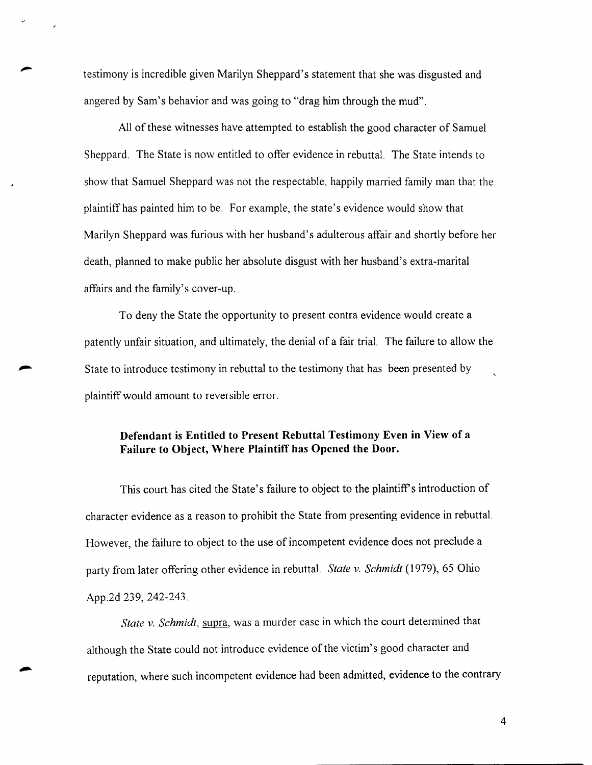testimony is incredible given Marilyn Sheppard's statement that she was disgusted and angered by Sam's behavior and was going to "drag him through the mud".

All of these witnesses have attempted to establish the good character of Samuel Sheppard. The State is now entitled to offer evidence in rebuttal. The State intends to show that Samuel Sheppard was not the respectable, happily married family man that the plaintiff has painted him to be. For example, the state's evidence would show that Marilyn Sheppard was furious with her husband's adulterous affair and shortly before her death, planned to make public her absolute disgust with her husband's extra-marital affairs and the family's cover-up.

To deny the State the opportunity to present contra evidence would create a patently unfair situation, and ultimately, the denial of a fair trial. The failure to allow the State to introduce testimony in rebuttal to the testimony that has been presented by plaintiff would amount to reversible error.

**Defendant is Entitled to Present Rebuttal Testimony Even in View of a Failure to Object, Where Plaintiff has Opened the Door.**

This court has cited the State's failure to object to the plaintiff's introduction of character evidence as a reason to prohibit the State from presenting evidence in rebuttal. However, the failure to object to the use of incompetent evidence does not preclude a party from later offering other evidence in rebuttal. *State v. Schmidt* (1979), 65 Ohio App.2d 239, 242-243.

*State v. Schmidt*, supra, was a murder case in which the court determined that although the State could not introduce evidence of the victim's good character and reputation, where such incompetent evidence had been admitted, evidence to the contrary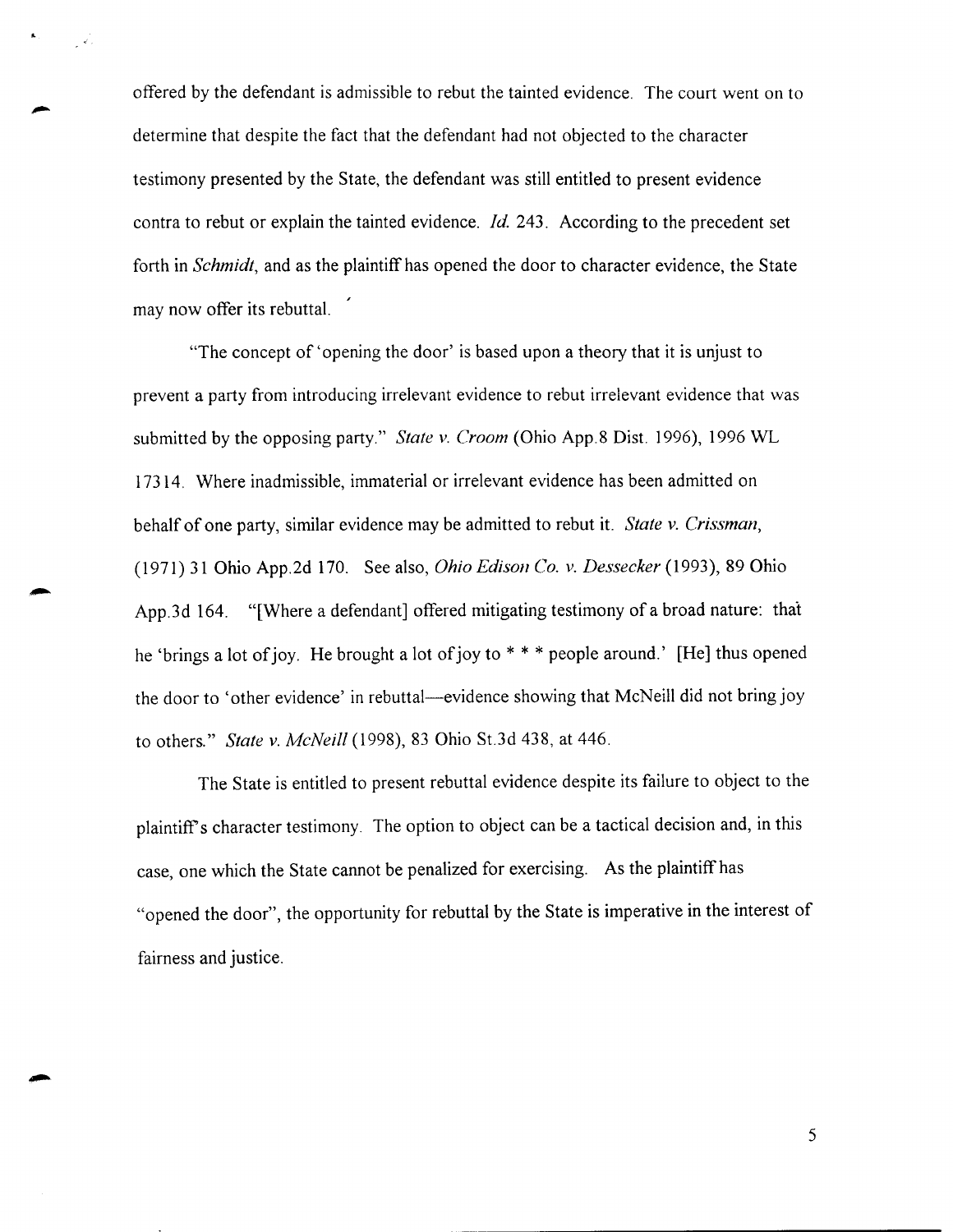offered by the defendant is admissible to rebut the tainted evidence. The court went on to determine that despite the fact that the defendant had not objected to the character testimony presented by the State, the defendant was still entitled to present evidence contra to rebut or explain the tainted evidence. *Id.* 243. According to the precedent set forth in *Schmidt*, and as the plaintiff has opened the door to character evidence, the State may now offer its rebuttal.

"The concept of 'opening the door' is based upon a theory that it is unjust to prevent a party from introducing irrelevant evidence to rebut irrelevant evidence that was submitted by the opposing party." *State v. Croom* (Ohio App.8 Dist. 1996), 1996 WL 17314. Where inadmissible, immaterial or irrelevant evidence has been admitted on behalf of one party, similar evidence may be admitted to rebut it. *State v. Crissman,* (1971) 31 Ohio App.2d 170. See also, *Ohio Edison Co. v. Dessecker* (1993), 89 Ohio App.3d 164. "[Where a defendant] offered mitigating testimony of a broad nature: that he 'brings a lot of joy. He brought a lot of joy to * * * people around.' [He] thus opened the door to 'other evidence' in rebuttal—evidence showing that McNeill did not bring joy to others." *State v. McNeill* (1998), 83 Ohio St.3d 438, at 446.

The State is entitled to present rebuttal evidence despite its failure to object to the plaintiff's character testimony. The option to object can be a tactical decision and, in this case, one which the State cannot be penalized for exercising. As the plaintiff has "opened the door", the opportunity for rebuttal by the State is imperative in the interest of fairness and justice.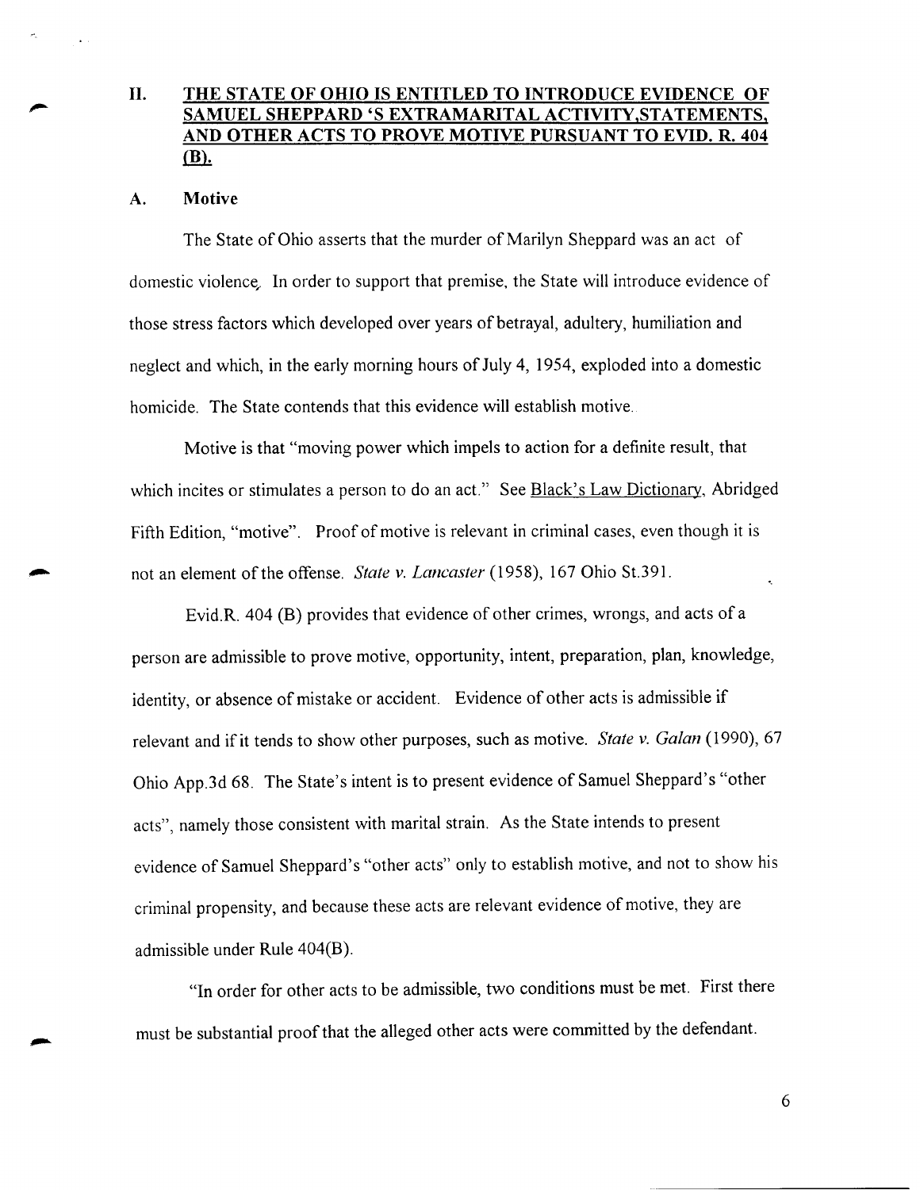## II. THE STATE OF OHIO IS ENTITLED TO INTRODUCE EVIDENCE OF SAMUEL SHEPPARD 'S EXTRAMARITAL ACTIVITY,STATEMENTS, AND OTHER ACTS TO PROVE MOTIVE PURSUANT TO EVID. R. 404 (B).

### A. Motive

The State of Ohio asserts that the murder of Marilyn Sheppard was an act of domestic violence. In order to support that premise, the State will introduce evidence of those stress factors which developed over years of betrayal, adultery, humiliation and neglect and which, in the early morning hours of July 4, 1954, exploded into a domestic homicide. The State contends that this evidence will establish motive.

Motive is that "moving power which impels to action for a definite result, that which incites or stimulates a person to do an act." See Black's Law Dictionary, Abridged Fifth Edition, "motive". Proof of motive is relevant in criminal cases, even though it is not an element of the offense. *State v. Lancaster* (1958), 167 Ohio St.391.

Evid.R. 404 (B) provides that evidence of other crimes, wrongs, and acts of a person are admissible to prove motive, opportunity, intent, preparation, plan, knowledge, identity, or absence of mistake or accident. Evidence of other acts is admissible if relevant and if it tends to show other purposes, such as motive. *State v. Galan* (1990), 67 Ohio App.3d 68. The State's intent is to present evidence of Samuel Sheppard's "other acts", namely those consistent with marital strain. As the State intends to present evidence of Samuel Sheppard's "other acts" only to establish motive, and not to show his criminal propensity, and because these acts are relevant evidence of motive, they are admissible under Rule 404(B).

"In order for other acts to be admissible, two conditions must be met. First there must be substantial proof that the alleged other acts were committed by the defendant.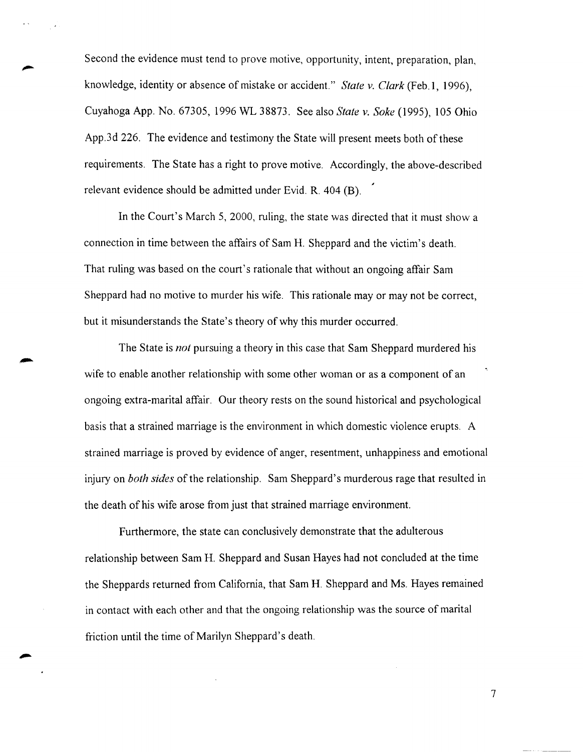Second the evidence must tend to prove motive, opportunity, intent, preparation, plan, knowledge, identity or absence of mistake or accident." *State v. Clark* (Feb.1, 1996), Cuyahoga App. No. 67305, 1996 WL 38873. See also *State v. Soke* (1995), 105 Ohio App.3d 226. The evidence and testimony the State will present meets both of these requirements. The State has a right to prove motive. Accordingly, the above-described relevant evidence should be admitted under Evid. R. 404 (B).

In the Court's March 5, 2000, ruling, the state was directed that it must show a connection in time between the affairs of Sam H. Sheppard and the victim's death. That ruling was based on the court's rationale that without an ongoing affair Sam Sheppard had no motive to murder his wife. This rationale may or may not be correct, but it misunderstands the State's theory of why this murder occurred.

The State is *not* pursuing a theory in this case that Sam Sheppard murdered his wife to enable another relationship with some other woman or as a component of an ongoing extra-marital affair. Our theory rests on the sound historical and psychological basis that a strained marriage is the environment in which domestic violence erupts. A strained marriage is proved by evidence of anger, resentment, unhappiness and emotional injury on *both sides* of the relationship. Sam Sheppard's murderous rage that resulted in the death of his wife arose from just that strained marriage environment.

Furthermore, the state can conclusively demonstrate that the adulterous relationship between Sam H. Sheppard and Susan Hayes had not concluded at the time the Sheppards returned from California, that Sam H. Sheppard and Ms. Hayes remained in contact with each other and that the ongoing relationship was the source of marital friction until the time of Marilyn Sheppard's death.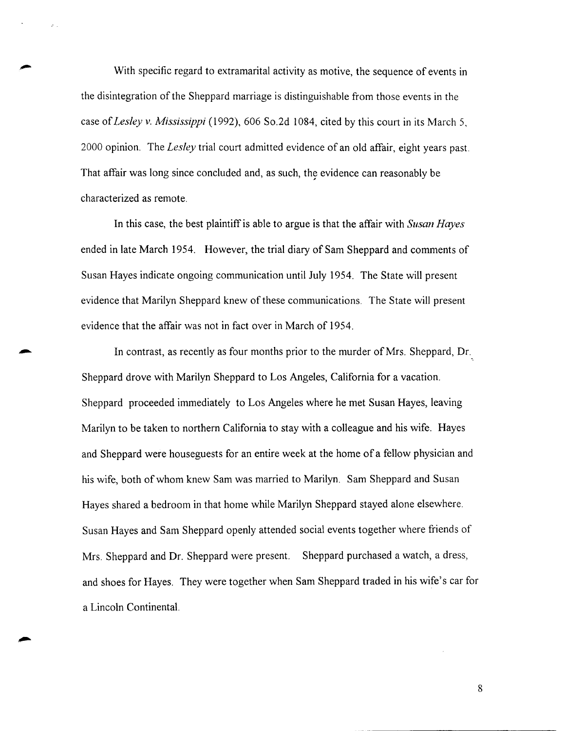With specific regard to extramarital activity as motive, the sequence of events in the disintegration of the Sheppard marriage is distinguishable from those events in the case of *Lesley v. Mississippi* (1992), 606 So.2d 1084, cited by this court in its March 5, 2000 opinion. The *Lesley* trial court admitted evidence of an old affair, eight years past. That affair was long since concluded and, as such, the evidence can reasonably be characterized as remote.

In this case, the best plaintiff is able to argue is that the affair with *Susan Hayes* ended in late March 1954. However, the trial diary of Sam Sheppard and comments of Susan Hayes indicate ongoing communication until July 1954. The State will present evidence that Marilyn Sheppard knew of these communications. The State will present evidence that the affair was not in fact over in March of 1954.

In contrast, as recently as four months prior to the murder of Mrs. Sheppard, Dr. Sheppard drove with Marilyn Sheppard to Los Angeles, California for a vacation. Sheppard proceeded immediately to Los Angeles where he met Susan Hayes, leaving Marilyn to be taken to northern California to stay with a colleague and his wife. Hayes and Sheppard were houseguests for an entire week at the home of a fellow physician and his wife, both of whom knew Sam was married to Marilyn. Sam Sheppard and Susan Hayes shared a bedroom in that home while Marilyn Sheppard stayed alone elsewhere. Susan Hayes and Sam Sheppard openly attended social events together where friends of Mrs. Sheppard and Dr. Sheppard were present. Sheppard purchased a watch, a dress, and shoes for Hayes. They were together when Sam Sheppard traded in his wife's car for a Lincoln Continental.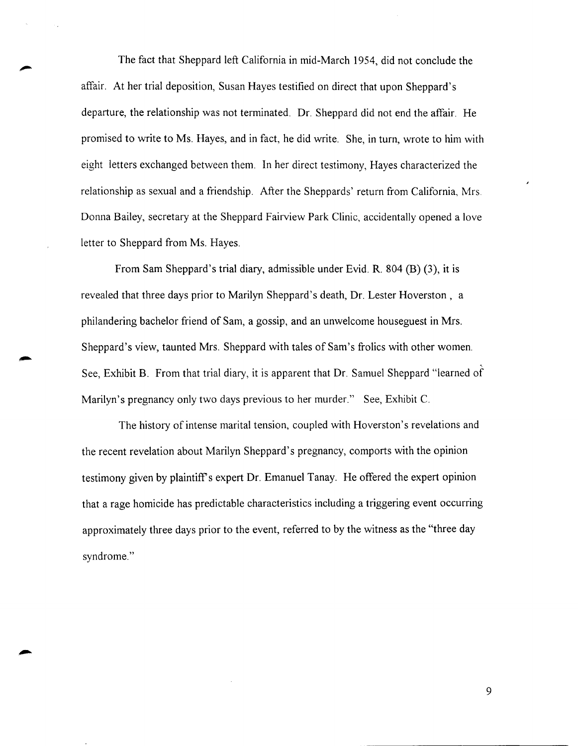The fact that Sheppard left California in mid-March 1954, did not conclude the affair. At her trial deposition, Susan Hayes testified on direct that upon Sheppard's departure, the relationship was not terminated. Dr. Sheppard did not end the affair. He promised to write to Ms. Hayes, and in fact, he did write. She, in turn, wrote to him with eight letters exchanged between them. In her direct testimony, Hayes characterized the relationship as sexual and a friendship. After the Sheppards' return from California, Mrs. Donna Bailey, secretary at the Sheppard Fairview Park Clinic, accidentally opened a love letter to Sheppard from Ms. Hayes.

From Sam Sheppard's trial diary, admissible under Evid. R. 804 (B) (3), it is revealed that three days prior to Marilyn Sheppard's death, Dr. Lester Hoverston , a philandering bachelor friend of Sam, a gossip, and an unwelcome houseguest in Mrs. Sheppard's view, taunted Mrs. Sheppard with tales of Sam's frolics with other women. See, Exhibit B. From that trial diary, it is apparent that Dr. Samuel Sheppard "learned of Marilyn's pregnancy only two days previous to her murder." See, Exhibit C.

The history of intense marital tension, coupled with Hoverston's revelations and the recent revelation about Marilyn Sheppard's pregnancy, comports with the opinion testimony given by plaintiff's expert Dr. Emanuel Tanay. He offered the expert opinion that a rage homicide has predictable characteristics including a triggering event occurring approximately three days prior to the event, referred to by the witness as the "three day syndrome."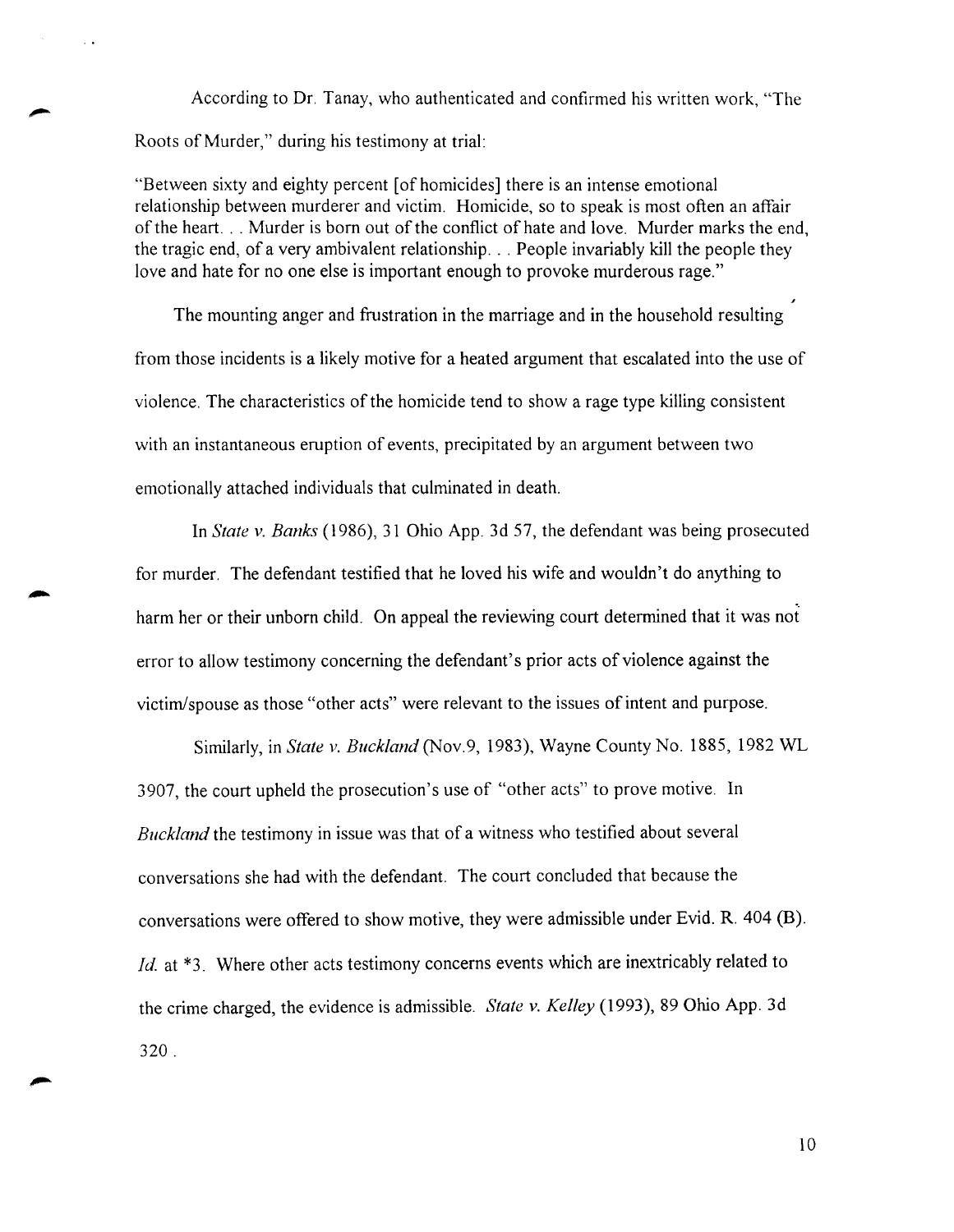According to Dr. Tanay, who authenticated and confirmed his written work, "The Roots of Murder," during his testimony at trial:

> "Between sixty and eighty percent [of homicides] there is an intense emotional relationship between murderer and victim. Homicide, so to speak is most often an affair of the heart. . . Murder is born out of the conflict of hate and love. Murder marks the end, the tragic end, of a very ambivalent relationship. . . People invariably kill the people they love and hate for no one else is important enough to provoke murderous rage."

The mounting anger and frustration in the marriage and in the household resulting from those incidents is a likely motive for a heated argument that escalated into the use of violence. The characteristics of the homicide tend to show a rage type killing consistent with an instantaneous eruption of events, precipitated by an argument between two emotionally attached individuals that culminated in death.

In *State v. Banks* (1986), 31 Ohio App. 3d 57, the defendant was being prosecuted for murder. The defendant testified that he loved his wife and wouldn't do anything to harm her or their unborn child. On appeal the reviewing court determined that it was not error to allow testimony concerning the defendant's prior acts of violence against the victim/spouse as those "other acts" were relevant to the issues of intent and purpose.

Similarly, in *State v. Buckland* (Nov.9, 1983), Wayne County No. 1885, 1982 WL 3907, the court upheld the prosecution's use of "other acts" to prove motive. In *Buckland* the testimony in issue was that of a witness who testified about several conversations she had with the defendant. The court concluded that because the conversations were offered to show motive, they were admissible under Evid. R. 404 (B). *Id.* at *3. Where other acts testimony concerns events which are inextricably related to the crime charged, the evidence is admissible. *State v. Kelley* (1993), 89 Ohio App. 3d 320 .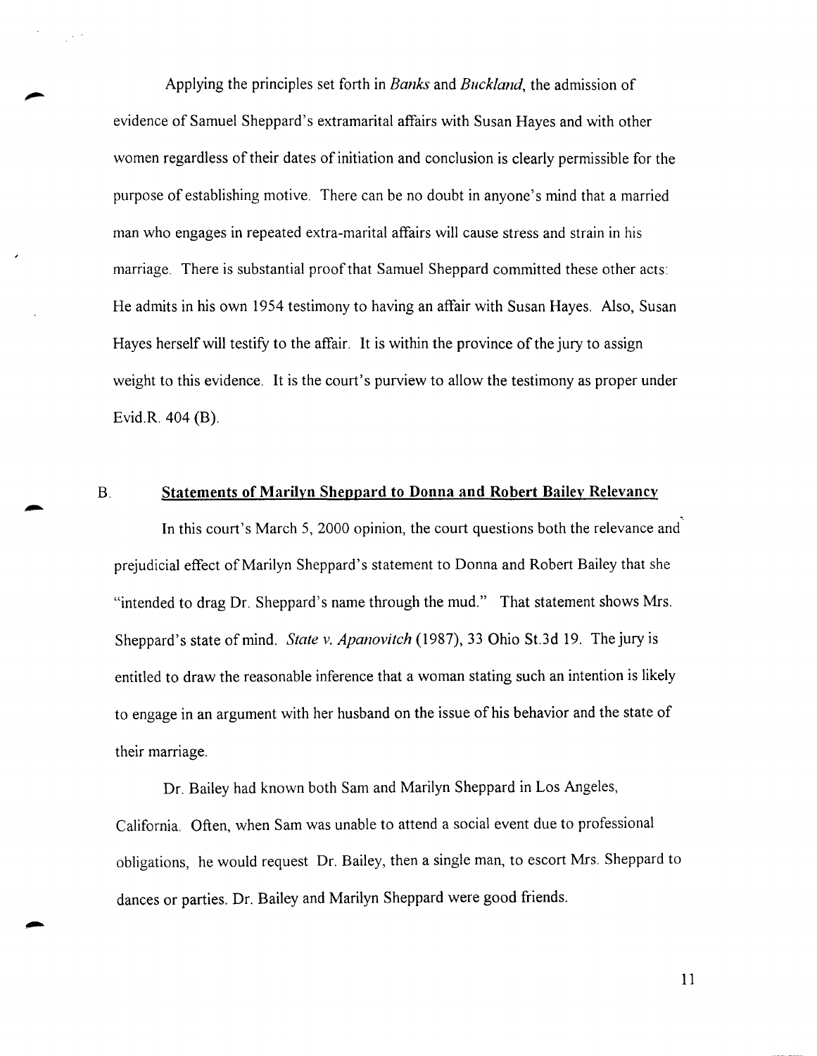Applying the principles set forth in *Banks* and *Buckland*, the admission of evidence of Samuel Sheppard's extramarital affairs with Susan Hayes and with other women regardless of their dates of initiation and conclusion is clearly permissible for the purpose of establishing motive. There can be no doubt in anyone's mind that a married man who engages in repeated extra-marital affairs will cause stress and strain in his marriage. There is substantial proof that Samuel Sheppard committed these other acts: He admits in his own 1954 testimony to having an affair with Susan Hayes. Also, Susan Hayes herself will testify to the affair. It is within the province of the jury to assign weight to this evidence. It is the court's purview to allow the testimony as proper under Evid.R. 404 (B).

## B. Statements of Marilyn Sheppard to Donna and Robert Bailey Relevancy

In this court's March 5, 2000 opinion, the court questions both the relevance and prejudicial effect of Marilyn Sheppard's statement to Donna and Robert Bailey that she "intended to drag Dr. Sheppard's name through the mud." That statement shows Mrs. Sheppard's state of mind. *State v. Apanovitch* (1987), 33 Ohio St.3d 19. The jury is entitled to draw the reasonable inference that a woman stating such an intention is likely to engage in an argument with her husband on the issue of his behavior and the state of their marriage.

Dr. Bailey had known both Sam and Marilyn Sheppard in Los Angeles, California. Often, when Sam was unable to attend a social event due to professional obligations, he would request Dr. Bailey, then a single man, to escort Mrs. Sheppard to dances or parties. Dr. Bailey and Marilyn Sheppard were good friends.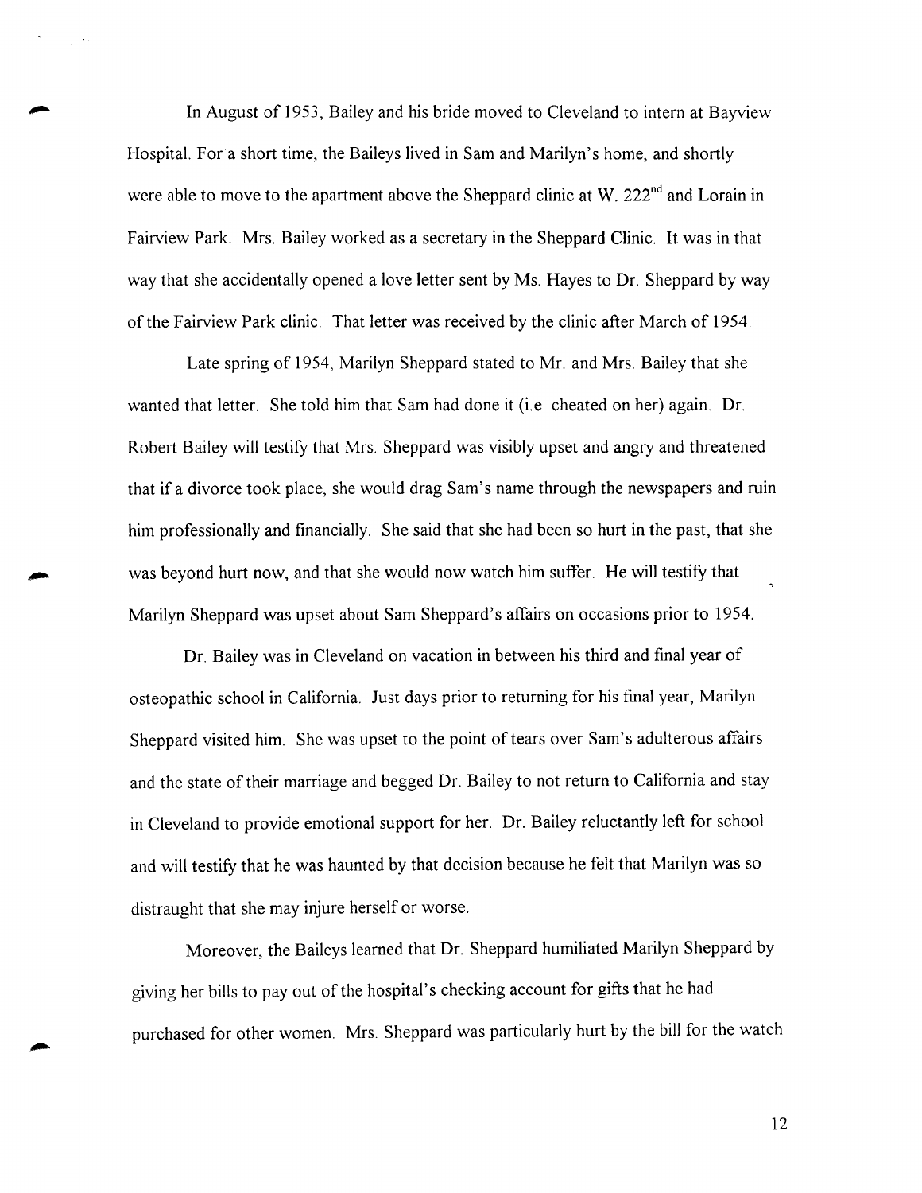In August of 1953, Bailey and his bride moved to Cleveland to intern at Bayview Hospital. For a short time, the Baileys lived in Sam and Marilyn's home, and shortly were able to move to the apartment above the Sheppard clinic at W. 222$^{nd}$ and Lorain in Fairview Park. Mrs. Bailey worked as a secretary in the Sheppard Clinic. It was in that way that she accidentally opened a love letter sent by Ms. Hayes to Dr. Sheppard by way of the Fairview Park clinic. That letter was received by the clinic after March of 1954.

Late spring of 1954, Marilyn Sheppard stated to Mr. and Mrs. Bailey that she wanted that letter. She told him that Sam had done it (i.e. cheated on her) again. Dr. Robert Bailey will testify that Mrs. Sheppard was visibly upset and angry and threatened that if a divorce took place, she would drag Sam's name through the newspapers and ruin him professionally and financially. She said that she had been so hurt in the past, that she was beyond hurt now, and that she would now watch him suffer. He will testify that Marilyn Sheppard was upset about Sam Sheppard's affairs on occasions prior to 1954.

Dr. Bailey was in Cleveland on vacation in between his third and final year of osteopathic school in California. Just days prior to returning for his final year, Marilyn Sheppard visited him. She was upset to the point of tears over Sam's adulterous affairs and the state of their marriage and begged Dr. Bailey to not return to California and stay in Cleveland to provide emotional support for her. Dr. Bailey reluctantly left for school and will testify that he was haunted by that decision because he felt that Marilyn was so distraught that she may injure herself or worse.

Moreover, the Baileys learned that Dr. Sheppard humiliated Marilyn Sheppard by giving her bills to pay out of the hospital's checking account for gifts that he had purchased for other women. Mrs. Sheppard was particularly hurt by the bill for the watch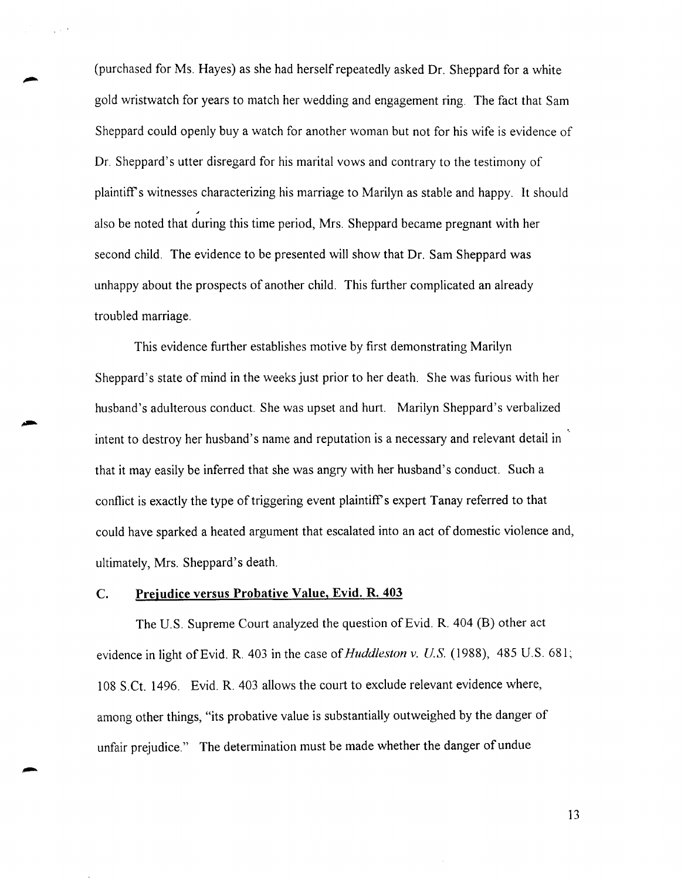(purchased for Ms. Hayes) as she had herself repeatedly asked Dr. Sheppard for a white gold wristwatch for years to match her wedding and engagement ring. The fact that Sam Sheppard could openly buy a watch for another woman but not for his wife is evidence of Dr. Sheppard's utter disregard for his marital vows and contrary to the testimony of plaintiff's witnesses characterizing his marriage to Marilyn as stable and happy. It should also be noted that during this time period, Mrs. Sheppard became pregnant with her second child. The evidence to be presented will show that Dr. Sam Sheppard was unhappy about the prospects of another child. This further complicated an already troubled marriage.

This evidence further establishes motive by first demonstrating Marilyn Sheppard's state of mind in the weeks just prior to her death. She was furious with her husband's adulterous conduct. She was upset and hurt. Marilyn Sheppard's verbalized intent to destroy her husband's name and reputation is a necessary and relevant detail in that it may easily be inferred that she was angry with her husband's conduct. Such a conflict is exactly the type of triggering event plaintiff's expert Tanay referred to that could have sparked a heated argument that escalated into an act of domestic violence and, ultimately, Mrs. Sheppard's death.

### C. Prejudice versus Probative Value, Evid. R. 403

The U.S. Supreme Court analyzed the question of Evid. R. 404 (B) other act evidence in light of Evid. R. 403 in the case of *Huddleston v. U.S.* (1988), 485 U.S. 681; 108 S.Ct. 1496. Evid. R. 403 allows the court to exclude relevant evidence where, among other things, "its probative value is substantially outweighed by the danger of unfair prejudice." The determination must be made whether the danger of undue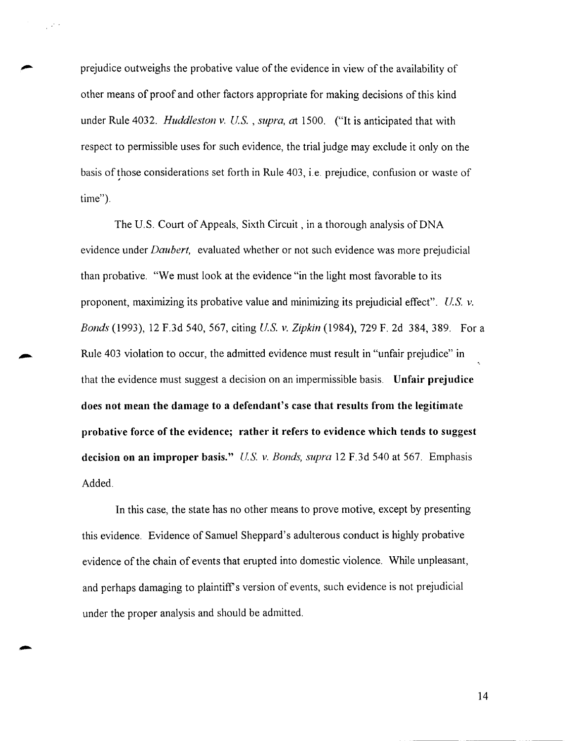prejudice outweighs the probative value of the evidence in view of the availability of other means of proof and other factors appropriate for making decisions of this kind under Rule 4032. *Huddleston v. U.S.* , *supra, at* 1500. ("It is anticipated that with respect to permissible uses for such evidence, the trial judge may exclude it only on the basis of those considerations set forth in Rule 403, i.e. prejudice, confusion or waste of time").

The U.S. Court of Appeals, Sixth Circuit , in a thorough analysis of DNA evidence under *Daubert,* evaluated whether or not such evidence was more prejudicial than probative. "We must look at the evidence "in the light most favorable to its proponent, maximizing its probative value and minimizing its prejudicial effect". *U.S. v. Bonds* (1993), 12 F.3d 540, 567, citing *U.S. v. Zipkin* (1984), 729 F. 2d 384, 389. For a Rule 403 violation to occur, the admitted evidence must result in "unfair prejudice" in that the evidence must suggest a decision on an impermissible basis. **Unfair prejudice does not mean the damage to a defendant's case that results from the legitimate probative force of the evidence; rather it refers to evidence which tends to suggest decision on an improper basis."** *U.S. v. Bonds, supra* 12 F.3d 540 at 567. Emphasis Added.

In this case, the state has no other means to prove motive, except by presenting this evidence. Evidence of Samuel Sheppard's adulterous conduct is highly probative evidence of the chain of events that erupted into domestic violence. While unpleasant, and perhaps damaging to plaintiff's version of events, such evidence is not prejudicial under the proper analysis and should be admitted.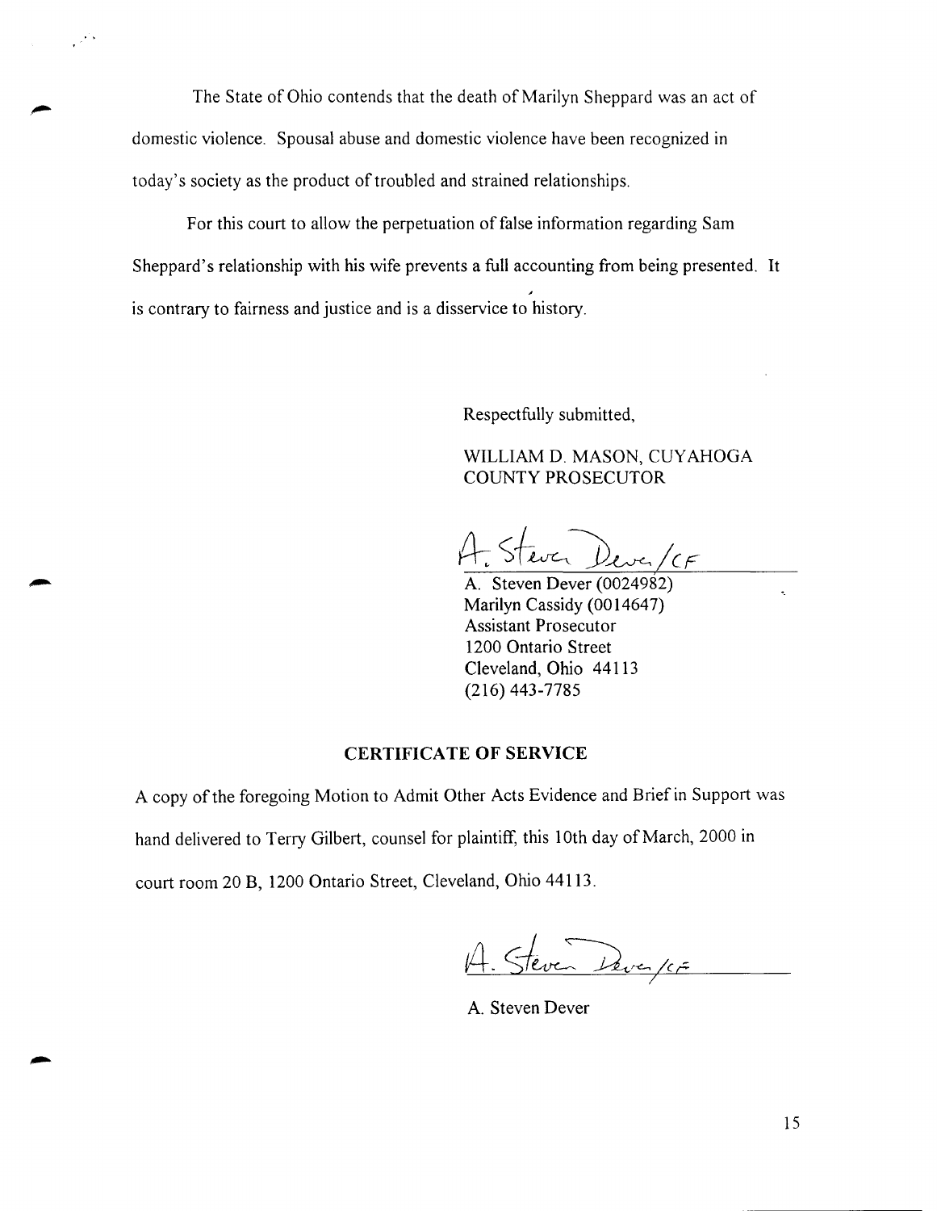The State of Ohio contends that the death of Marilyn Sheppard was an act of domestic violence. Spousal abuse and domestic violence have been recognized in today's society as the product of troubled and strained relationships.

For this court to allow the perpetuation of false information regarding Sam Sheppard's relationship with his wife prevents a full accounting from being presented. It is contrary to fairness and justice and is a disservice to history.

Respectfully submitted,

WILLIAM D. MASON, CUYAHOGA COUNTY PROSECUTOR

A. Steven Dever/CF

A. Steven Dever (0024982)
Marilyn Cassidy (0014647)
Assistant Prosecutor
1200 Ontario Street
Cleveland, Ohio 44113
(216) 443-7785

**CERTIFICATE OF SERVICE**

A copy of the foregoing Motion to Admit Other Acts Evidence and Brief in Support was hand delivered to Terry Gilbert, counsel for plaintiff, this 10th day of March, 2000 in court room 20 B, 1200 Ontario Street, Cleveland, Ohio 44113.

A. Steven Dever/CF

A. Steven Dever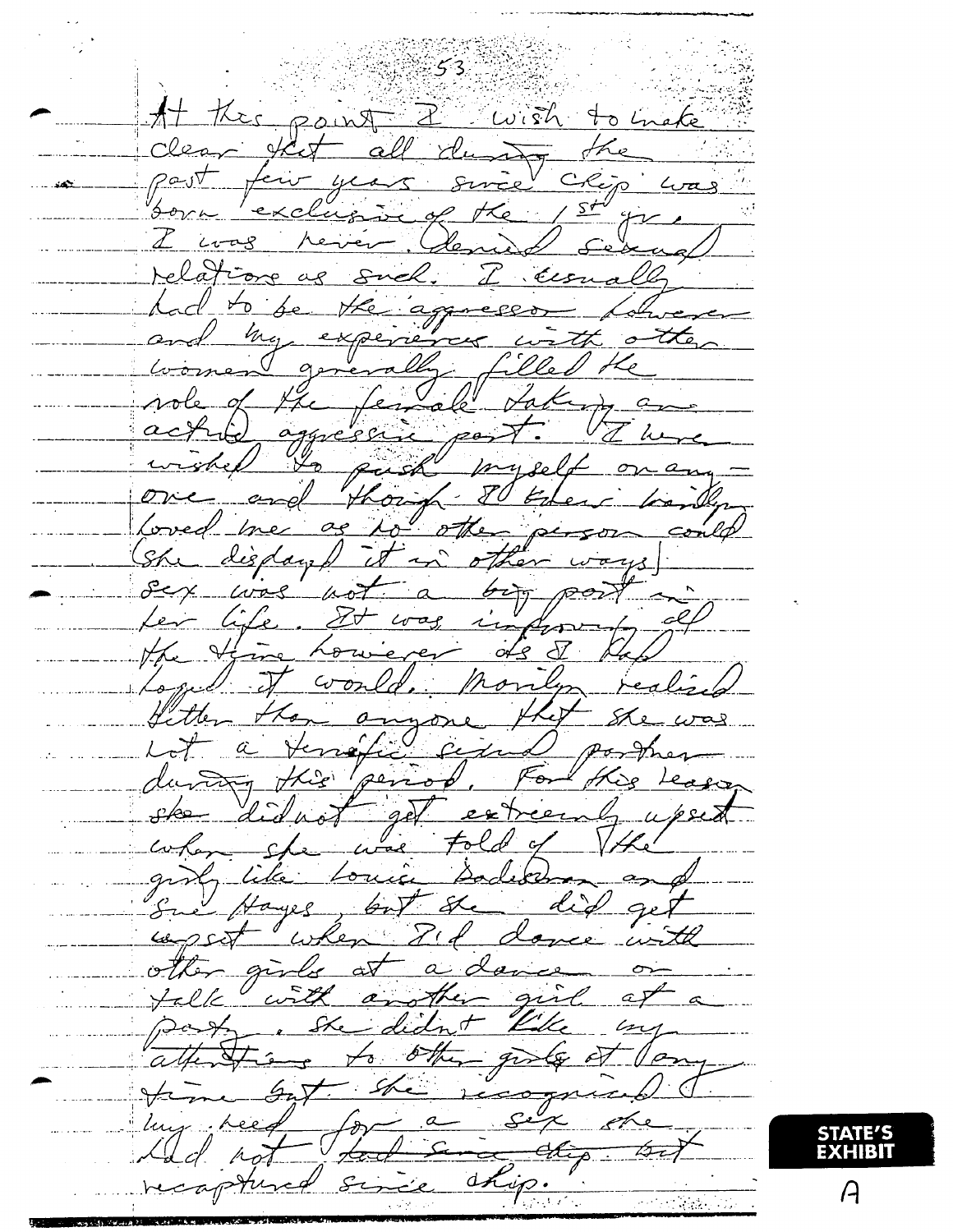At this point I wish to make clear that all during the past few years since Chip was born exclusive of the 1st year, I was never denied sexual relations as such. I usually had to be the aggressor however and my experiences with other women generally filled the role of the female taking an active aggressive part. I never wished to push myself on anyone and though I know Marilyn loved me as no other person could (she displayed it in other ways) sex was not a big part in her life. It was improving all the time however as I had hoped it would. Marilyn realized better than anyone that she was not a terrific sexual partner during this period. For this reason she did not get extremely upset when she was told of the girls like Louise Sadeson and Sue Hayes, but she did get upset when I'd dance with other girls at a dance or talk with another girl at a party. She didn't like my attentions to other girls at any time but she recognized my need for a sex she had not ~~had since Chip but~~ recaptured since Chip.

STATE'S EXHIBIT

A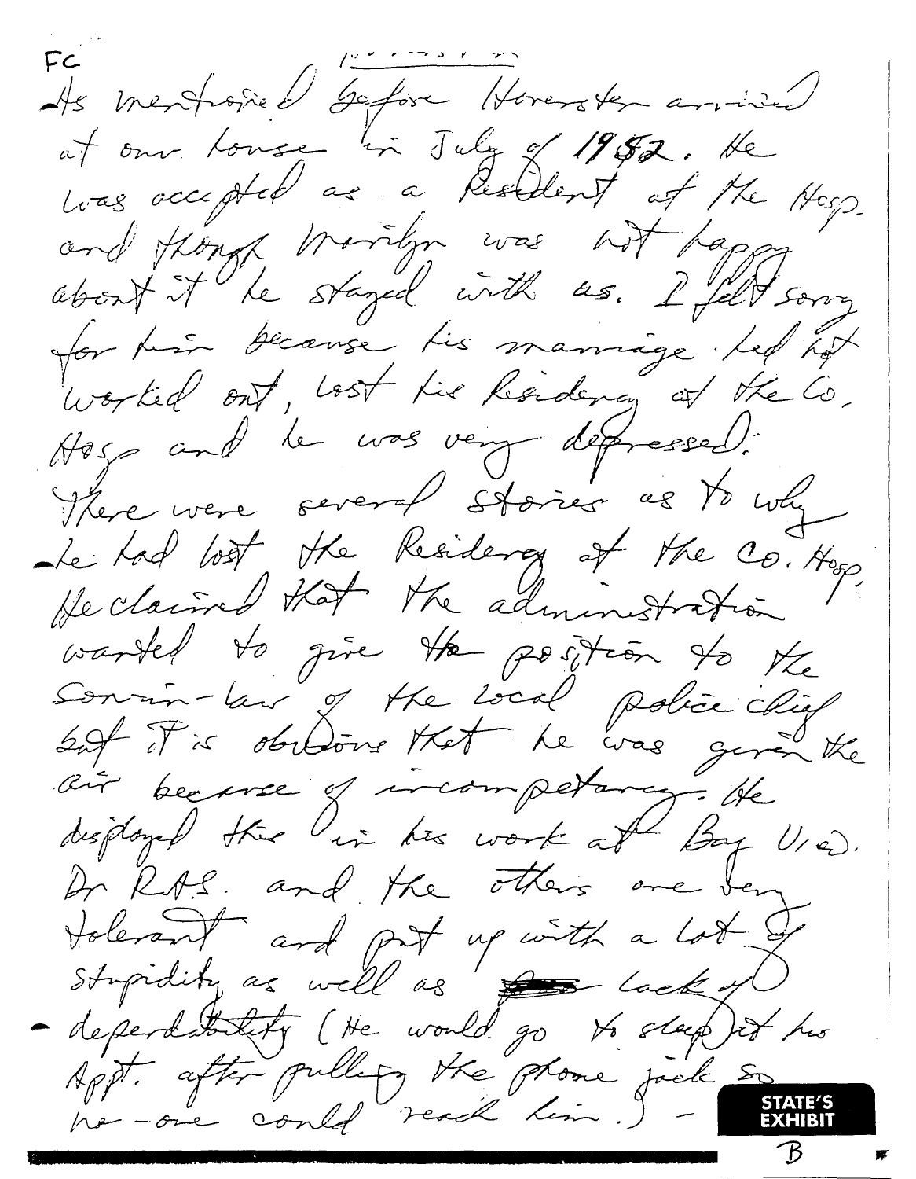FC

As mentioned before Horowitz arrived at our house in July of 1982. He was accepted as a Resident at the Hosp. and though Marilyn was not happy about it he stayed with us. I felt sorry for him because his marriage had not worked out, lost his Residency at the Co. Hosp and he was very depressed.

There were several stories as to why he had lost the Residency at the Co. Hosp. He claimed that the administration wanted to give the position to the Son-in-law of the local police chief but it is obvious that he was given the air because of incompetency. He displayed this in his work at Bay View. Dr R.A.S. and the others are very tolerant and put up with a lot of stupidity as well as lack of dependability (He would go to sleep at his Appt. after pulling the phone jack so no-one could reach him.) -

STATE'S EXHIBIT B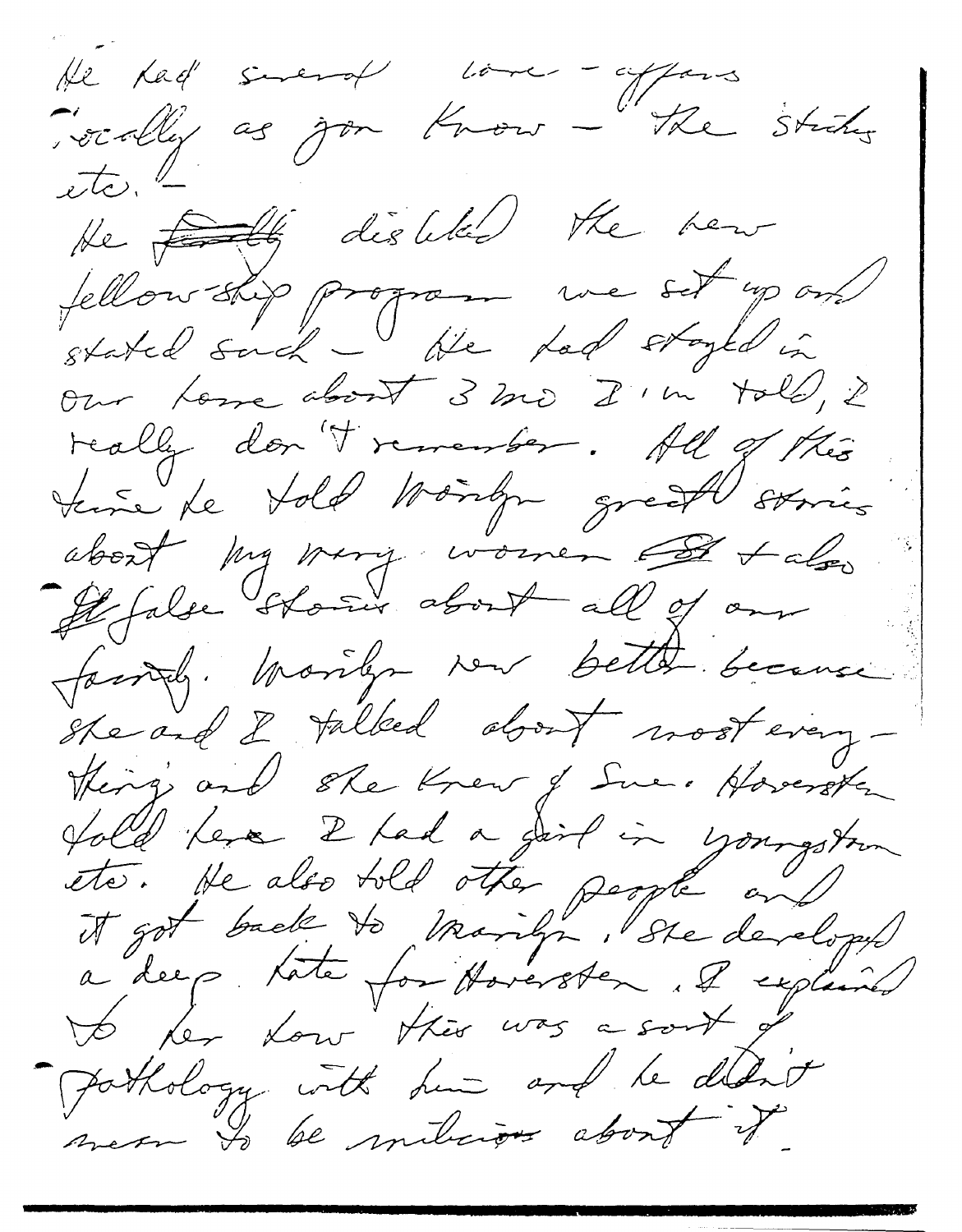He had several love-affairs locally as you know – the Stinks etc. –

He ~~really~~ disliked the new fellowship program we set up and stated such – He had stayed in our home about 3 mo I'm told, I really don't remember. All of this time he told Marilyn great stories about my many women ~~&~~ + also ~~&~~ false stories about all of our family. Marilyn new better because she and I talked about most everything and she knew of Sue. Hoversten told here I had a girl in Youngstown etc. He also told other people and it got back to Marilyn. She developed a deep hate for Hoversten. I explained to her how this was a sort of pathology with him and he didn't mean to be malicious about it.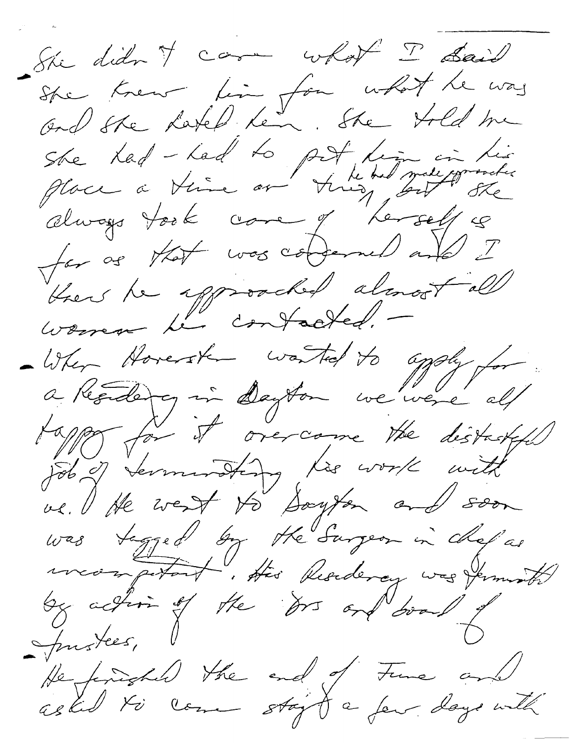- She didn't care what I said
- She knew him for what he was and she hated him. She told me she had - had to put him in his place a time or two, he had made approaches but she always took care of herself as far as that was concerned and I knew he approached almost all women he contacted. -
- When Horerster wanted to apply for a Residency in Dayton we were all happy for it overcame the distasteful job of terminating his work with us. He went to Dayton and soon was tagged by the Surgeon in chief as incompetent. His Residency was terminated by action of the Drs and board of trustees,
- He finished the end of June and asked to come stay a few days with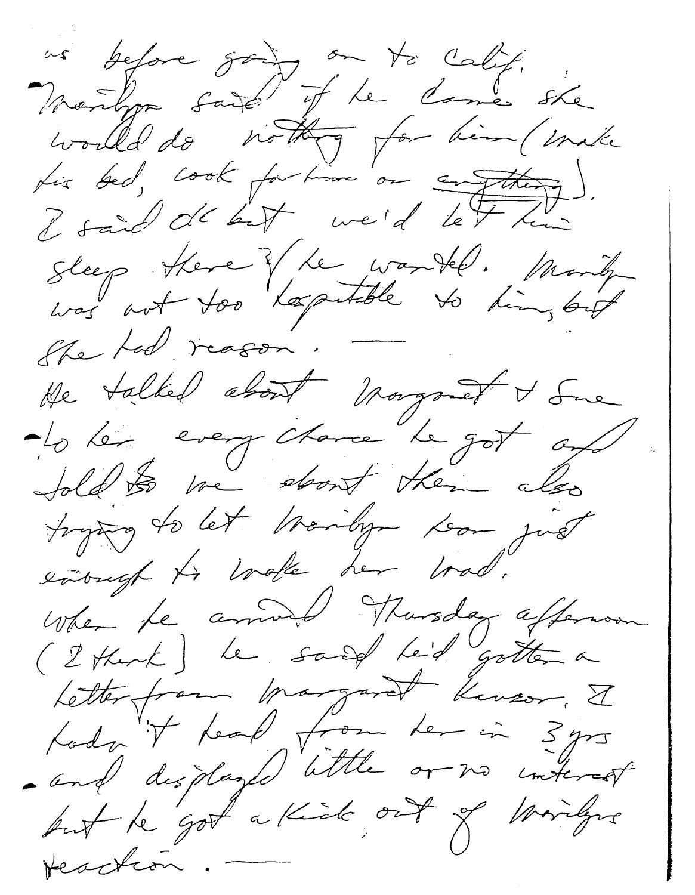us before going on to Calif.
Marilyn said if he came she would do nothing for him (make his bed, cook for him or anything).
I said OK but we'd let him sleep there if he wanted. Marilyn was not too hospitable to him, but she had reason. —
He talked about Margaret & Sue to her every chance he got and told me about them also trying to let Marilyn hear just enough to make her mad.
When he arrived Thursday afternoon (I think) he said he'd gotten a letter from Margaret Keusor. I hadn't heard from her in 3 yrs and displayed little or no interest but he got a kick out of Marilyn's reaction. —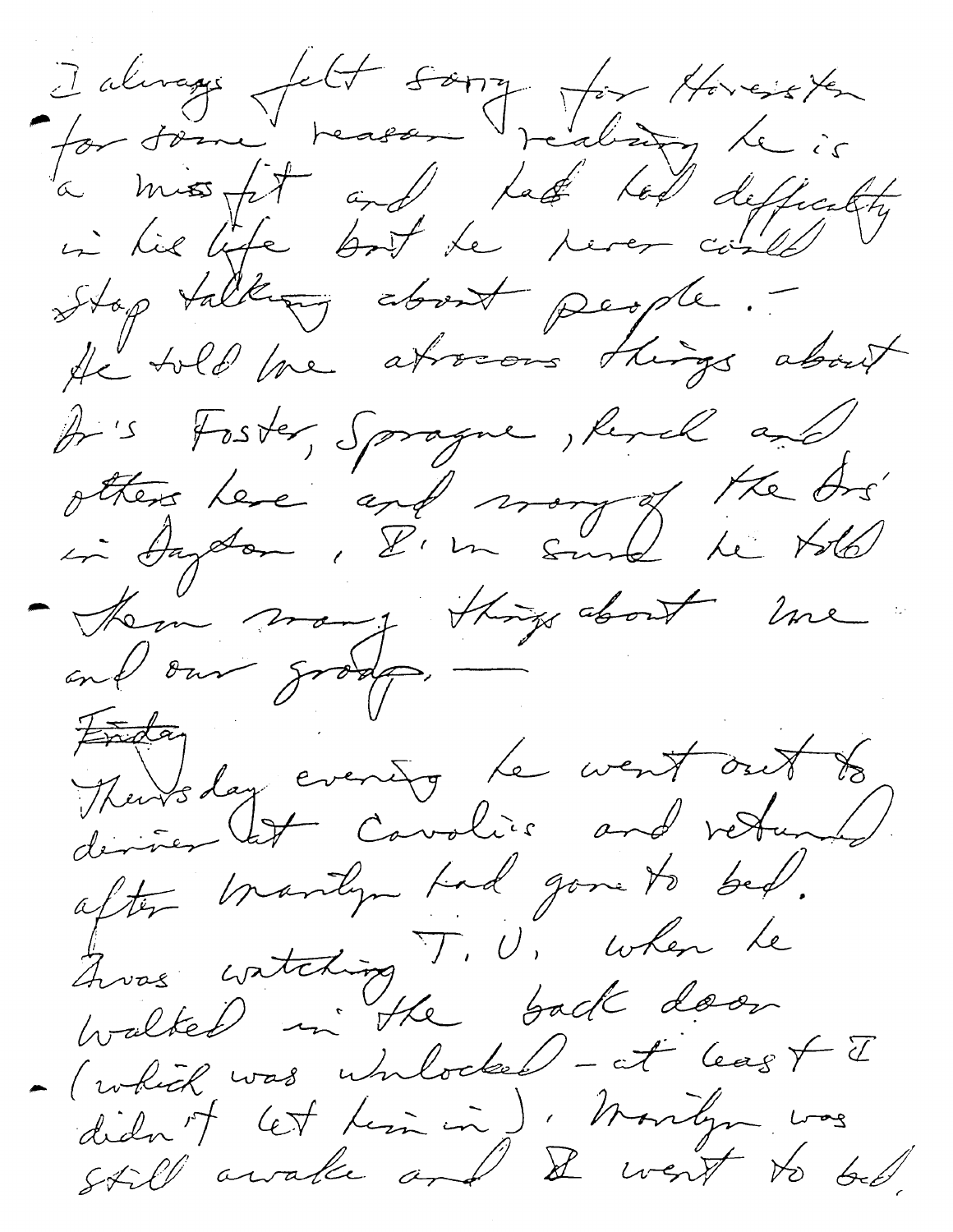I always felt sorry for Hovesten for some reason realizing he is a miss fit and has had difficulty in his life but he never could stop talking about people. — He told me atrocious things about Dr's Foster, Sprague, Hersch and others here and many of the Drs' in Dayton, I'm sure he told them many things about me and our group. —

~~Friday~~

Thursday evening he went out to dinner at Cavolis and returned after Marilyn had gone to bed. I was watching T.V. when he walked in the back door (which was unlocked - at least I didn't let him in). Marilyn was still awake and I went to bed.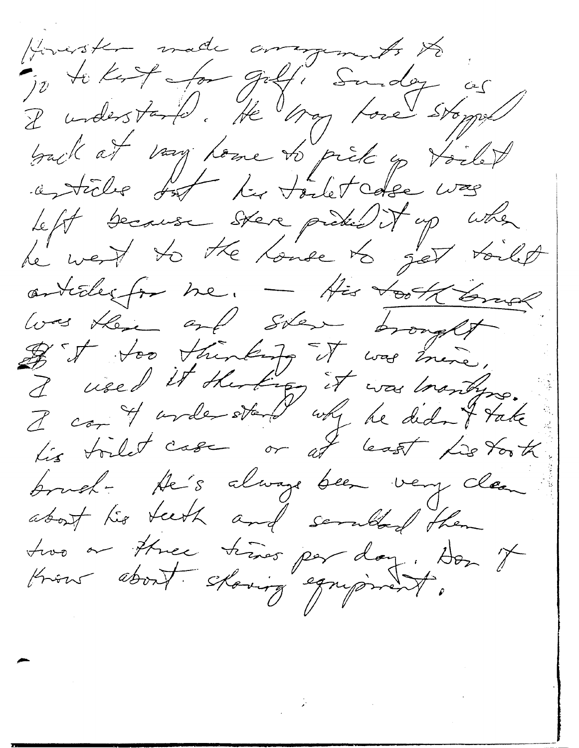Forrester made arrangements to go to Kent for golf, Sunday as I understand. He may have stopped back at my home to pick up toilet articles but his toilet case was left because Steve picked it up when he went to the house to get toilet articles for me. — His ~~tooth brush~~ was there and Steve brought it too thinking it was mine. I used it thinking it was mine. I can't understand why he didn't take his toilet case or at least his tooth brush - He's always been very clean about his teeth and scrubbed them two or three times per day. Don't know about shaving equipment.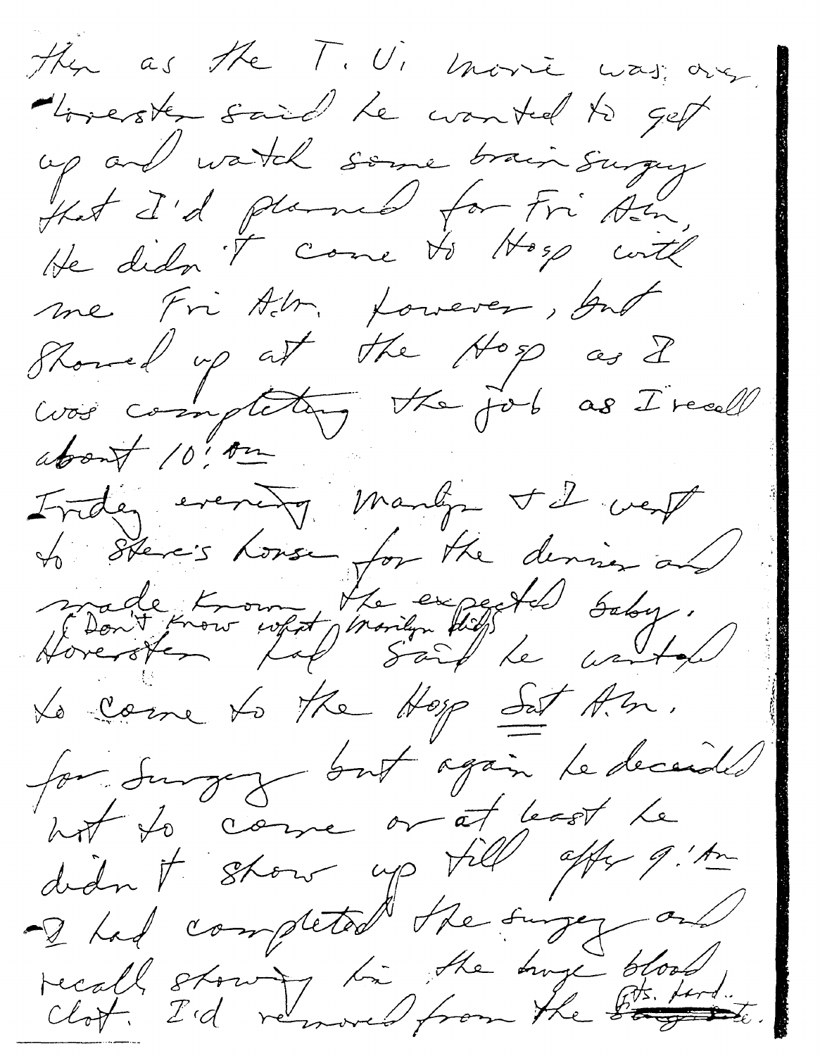then as the T.V. movie was over
Forester said he wanted to get
up and watch some brain surgery
that I'd planned for Fri A.M.
He didn't come to Hosp with
me Fri A.M. however, but
showed up at the Hosp as I
was completing the job as I recall
about 10:AM
Friday evening Marilyn & I went
to Steve's house for the dinner and
made known the expected baby.
(Don't know what Marilyn did)
Forester had said he wanted
to come to the Hosp Sat A.M.
for surgery but again he decided
not to come or at least he
didn't show up till after 9:AM
I had completed the surgery and
recall showing him the huge blood
clot I'd removed from the ~~[struck-through word]~~ pts. head.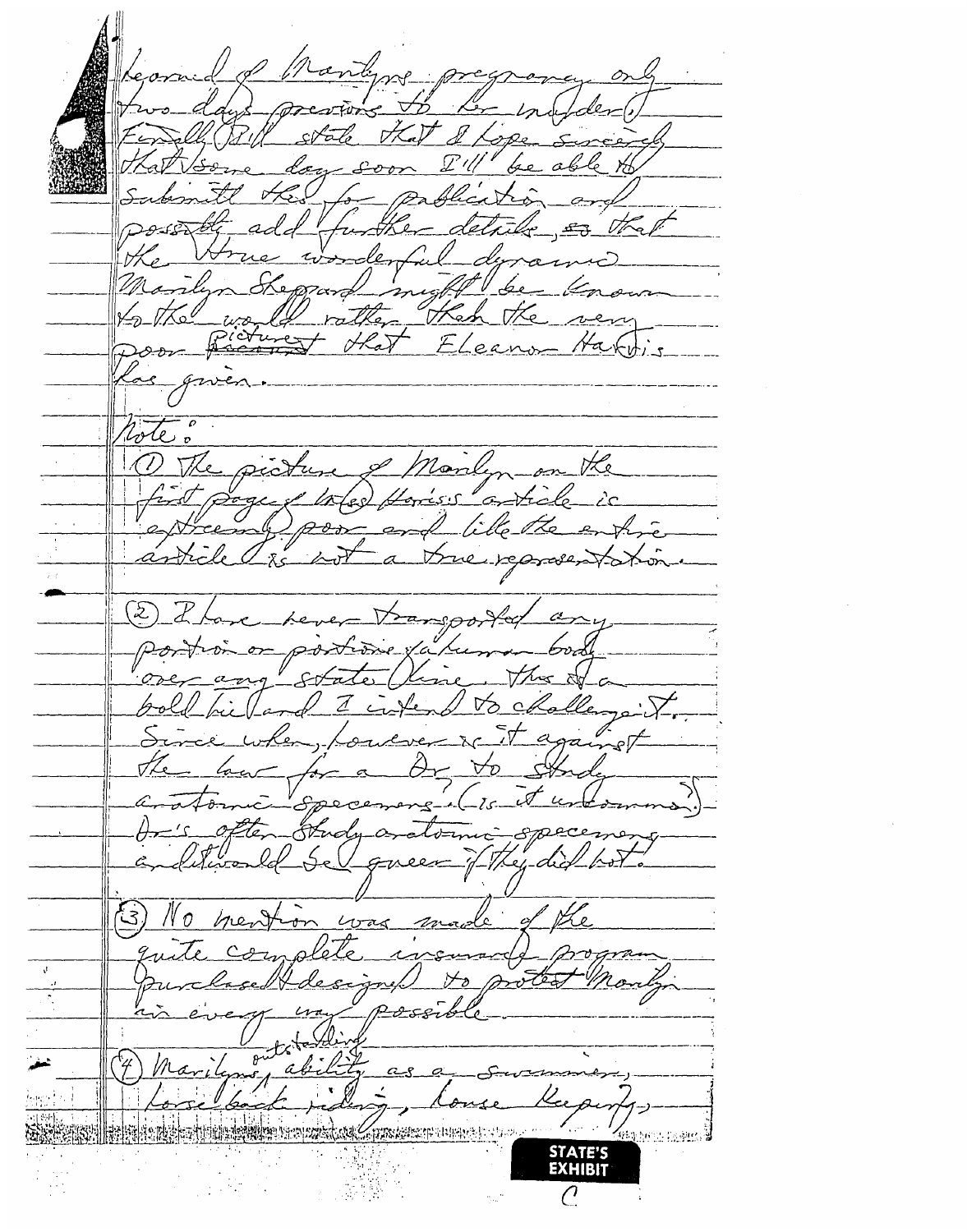learned of Marilyn's pregnancy only two days previous to her murder. Finally I'll state that I hope sincerely that some day soon I'll be able to submitt this for publication and possibly add further details, so that the true wonderful dynamic Marilyn Sheppard might be known to the world rather than the very poor picture that Eleanor Harris has given.

Note:

① The picture of Marilyn on the first page of Miss Harris's article is extremely poor and like the entire article is not a true representation.

② I have never transported any portion or portions of a human body over any state line. This is a bold lie and I intend to challenge it. Since when, however is it against the law for a Dr. to study anatomic specemens. (is it uncommon?) Dr's often study anatomic specemens and it would be queer if they did not.

③ No mention was made of the quite complete insurance program purchased & designed to protect Marilyn in every way possible.

④ Marilyn's outstanding ability as a swimmer, horseback riding, house keeping,

STATE'S EXHIBIT C